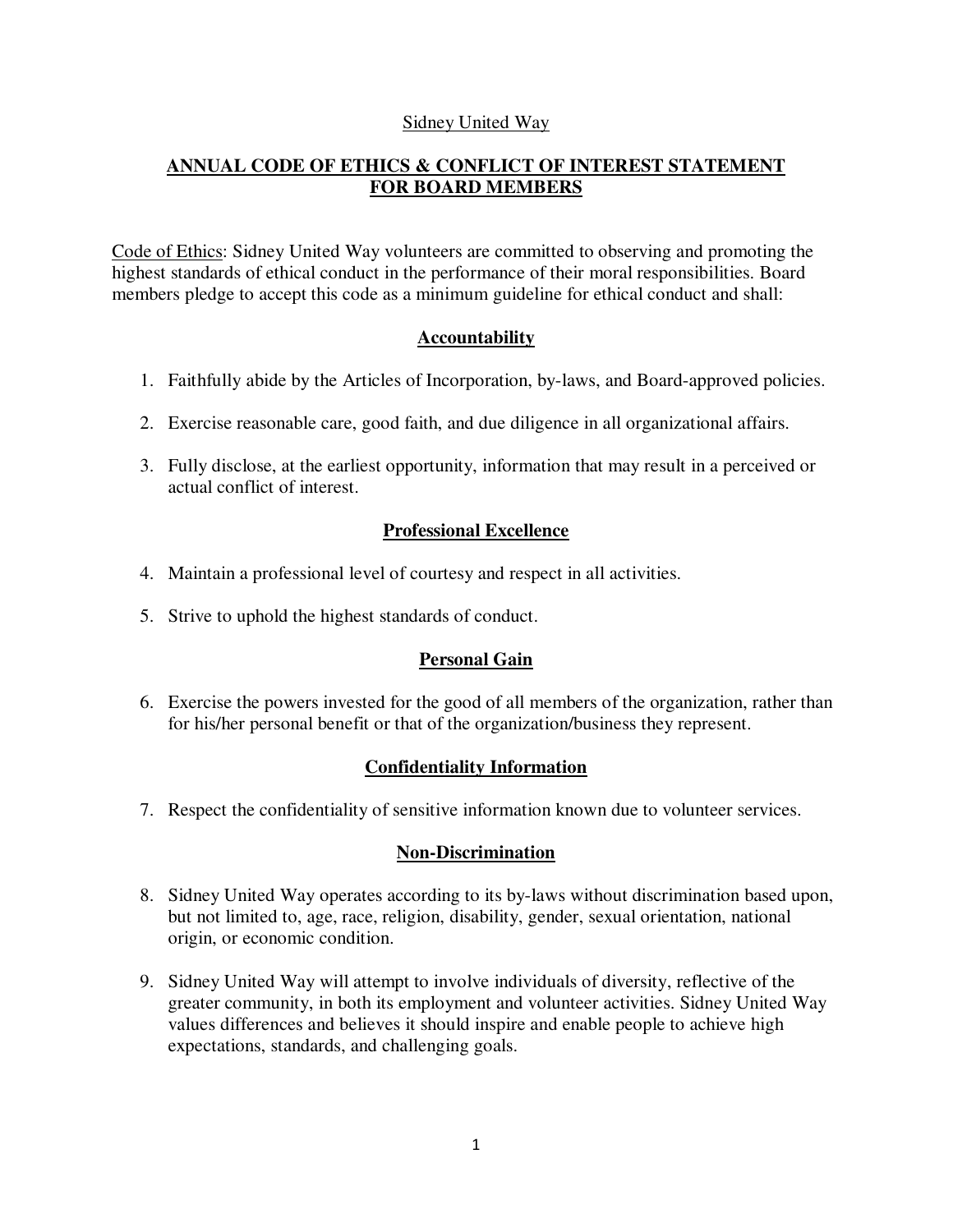Sidney United Way

# ANNUAL CODE OF ETHICS & CONFLICT OF INTEREST STATEMENT FOR BOARD MEMBERS

Code of Ethics: Sidney United Way volunteers are committed to observing and promoting the highest standards of ethical conduct in the performance of their moral responsibilities. Board members pledge to accept this code as a minimum guideline for ethical conduct and shall:

## Accountability

1. Faithfully abide by the Articles of Incorporation, by-laws, and Board-approved policies.

2. Exercise reasonable care, good faith, and due diligence in all organizational affairs.

3. Fully disclose, at the earliest opportunity, information that may result in a perceived or actual conflict of interest.

## Professional Excellence

4. Maintain a professional level of courtesy and respect in all activities.

5. Strive to uphold the highest standards of conduct.

## Personal Gain

6. Exercise the powers invested for the good of all members of the organization, rather than for his/her personal benefit or that of the organization/business they represent.

## Confidentiality Information

7. Respect the confidentiality of sensitive information known due to volunteer services.

## Non-Discrimination

8. Sidney United Way operates according to its by-laws without discrimination based upon, but not limited to, age, race, religion, disability, gender, sexual orientation, national origin, or economic condition.

9. Sidney United Way will attempt to involve individuals of diversity, reflective of the greater community, in both its employment and volunteer activities. Sidney United Way values differences and believes it should inspire and enable people to achieve high expectations, standards, and challenging goals.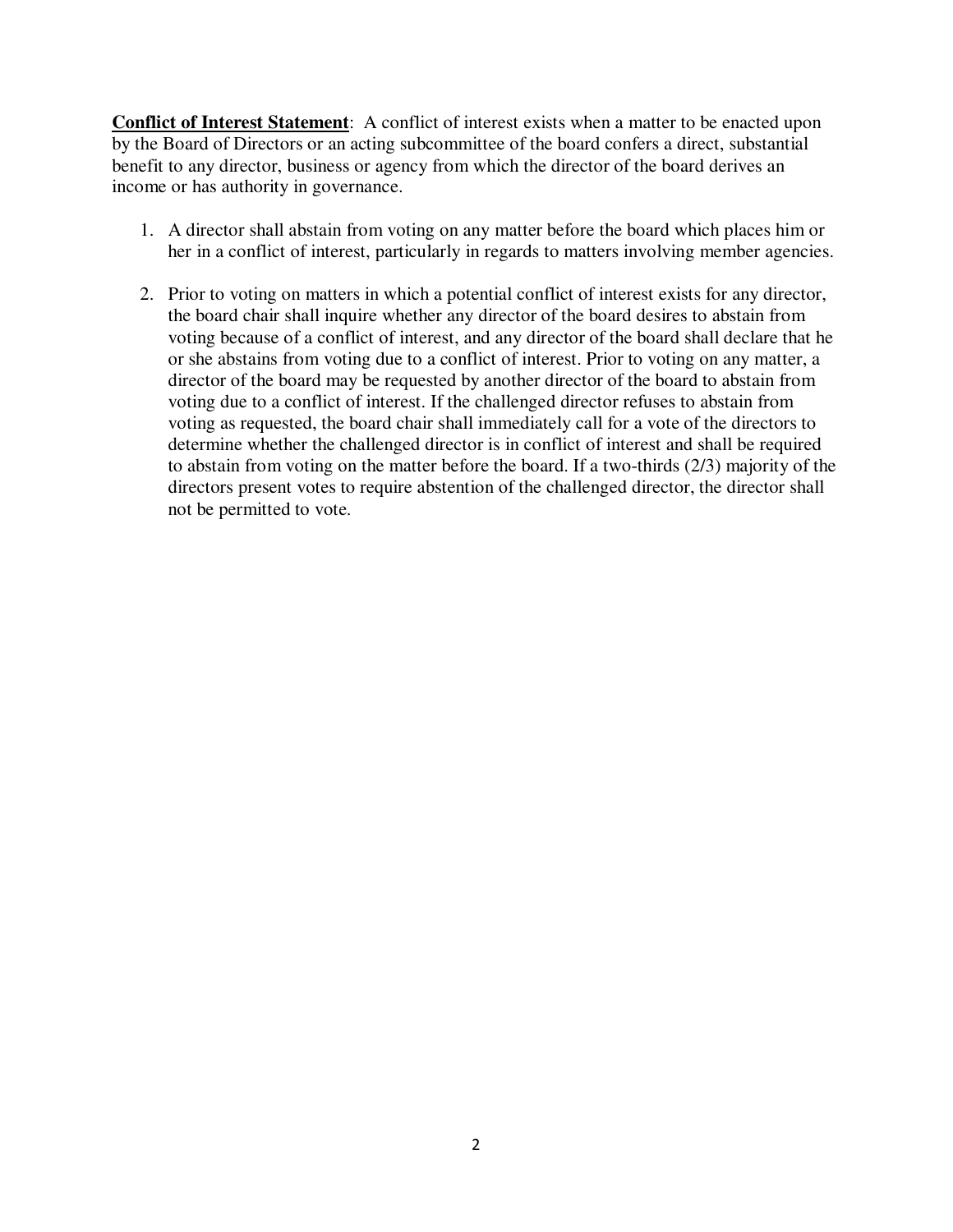**Conflict of Interest Statement**: A conflict of interest exists when a matter to be enacted upon by the Board of Directors or an acting subcommittee of the board confers a direct, substantial benefit to any director, business or agency from which the director of the board derives an income or has authority in governance.

1. A director shall abstain from voting on any matter before the board which places him or her in a conflict of interest, particularly in regards to matters involving member agencies.

2. Prior to voting on matters in which a potential conflict of interest exists for any director, the board chair shall inquire whether any director of the board desires to abstain from voting because of a conflict of interest, and any director of the board shall declare that he or she abstains from voting due to a conflict of interest. Prior to voting on any matter, a director of the board may be requested by another director of the board to abstain from voting due to a conflict of interest. If the challenged director refuses to abstain from voting as requested, the board chair shall immediately call for a vote of the directors to determine whether the challenged director is in conflict of interest and shall be required to abstain from voting on the matter before the board. If a two-thirds (2/3) majority of the directors present votes to require abstention of the challenged director, the director shall not be permitted to vote.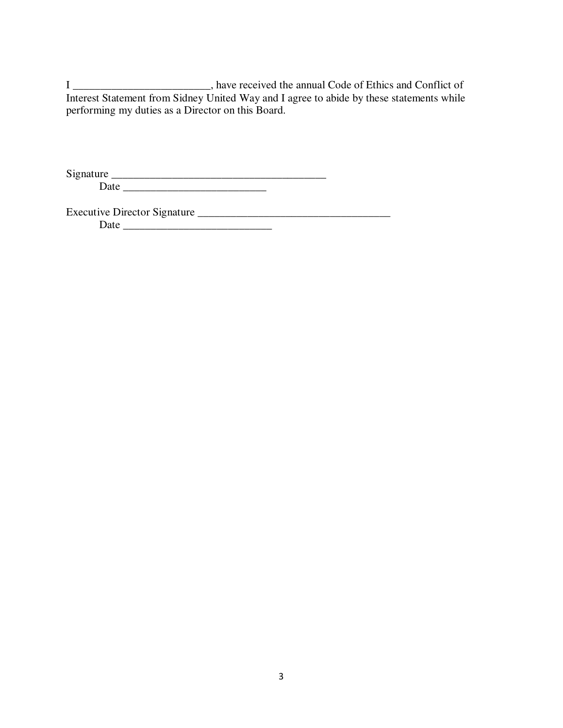I _________________________, have received the annual Code of Ethics and Conflict of Interest Statement from Sidney United Way and I agree to abide by these statements while performing my duties as a Director on this Board.

Signature ________________________________________

Date ___________________________

Executive Director Signature ____________________________________

Date ____________________________